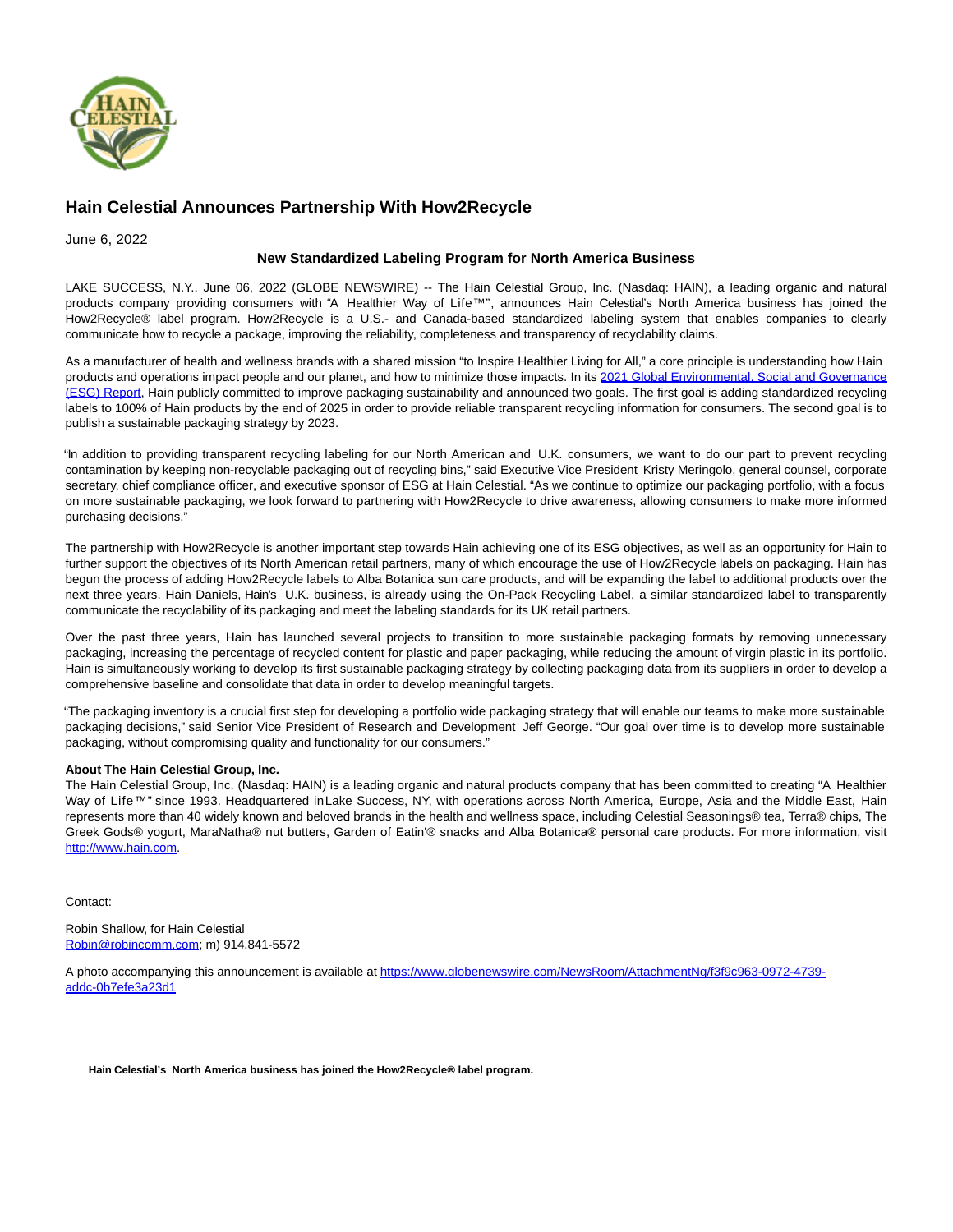# Hain Celestial Announces Partnership With How2Recycle

June 6, 2022

**New Standardized Labeling Program for North America Business**

LAKE SUCCESS, N.Y., June 06, 2022 (GLOBE NEWSWIRE) -- The Hain Celestial Group, Inc. (Nasdaq: HAIN), a leading organic and natural products company providing consumers with "A Healthier Way of Life™", announces Hain Celestial's North America business has joined the How2Recycle® label program. How2Recycle is a U.S.- and Canada-based standardized labeling system that enables companies to clearly communicate how to recycle a package, improving the reliability, completeness and transparency of recyclability claims.

As a manufacturer of health and wellness brands with a shared mission "to Inspire Healthier Living for All," a core principle is understanding how Hain products and operations impact people and our planet, and how to minimize those impacts. In its [2021 Global Environmental, Social and Governance (ESG) Report](), Hain publicly committed to improve packaging sustainability and announced two goals. The first goal is adding standardized recycling labels to 100% of Hain products by the end of 2025 in order to provide reliable transparent recycling information for consumers. The second goal is to publish a sustainable packaging strategy by 2023.

"In addition to providing transparent recycling labeling for our North American and U.K. consumers, we want to do our part to prevent recycling contamination by keeping non-recyclable packaging out of recycling bins," said Executive Vice President Kristy Meringolo, general counsel, corporate secretary, chief compliance officer, and executive sponsor of ESG at Hain Celestial. "As we continue to optimize our packaging portfolio, with a focus on more sustainable packaging, we look forward to partnering with How2Recycle to drive awareness, allowing consumers to make more informed purchasing decisions."

The partnership with How2Recycle is another important step towards Hain achieving one of its ESG objectives, as well as an opportunity for Hain to further support the objectives of its North American retail partners, many of which encourage the use of How2Recycle labels on packaging. Hain has begun the process of adding How2Recycle labels to Alba Botanica sun care products, and will be expanding the label to additional products over the next three years. Hain Daniels, Hain's U.K. business, is already using the On-Pack Recycling Label, a similar standardized label to transparently communicate the recyclability of its packaging and meet the labeling standards for its UK retail partners.

Over the past three years, Hain has launched several projects to transition to more sustainable packaging formats by removing unnecessary packaging, increasing the percentage of recycled content for plastic and paper packaging, while reducing the amount of virgin plastic in its portfolio. Hain is simultaneously working to develop its first sustainable packaging strategy by collecting packaging data from its suppliers in order to develop a comprehensive baseline and consolidate that data in order to develop meaningful targets.

"The packaging inventory is a crucial first step for developing a portfolio wide packaging strategy that will enable our teams to make more sustainable packaging decisions," said Senior Vice President of Research and Development Jeff George. "Our goal over time is to develop more sustainable packaging, without compromising quality and functionality for our consumers."

**About The Hain Celestial Group, Inc.**

The Hain Celestial Group, Inc. (Nasdaq: HAIN) is a leading organic and natural products company that has been committed to creating "A Healthier Way of Life™" since 1993. Headquartered in Lake Success, NY, with operations across North America, Europe, Asia and the Middle East, Hain represents more than 40 widely known and beloved brands in the health and wellness space, including Celestial Seasonings® tea, Terra® chips, The Greek Gods® yogurt, MaraNatha® nut butters, Garden of Eatin'® snacks and Alba Botanica® personal care products. For more information, visit [http://www.hain.com](http://www.hain.com).

Contact:

Robin Shallow, for Hain Celestial
[Robin@robincomm.com](mailto:Robin@robincomm.com); m) 914.841-5572

A photo accompanying this announcement is available at [https://www.globenewswire.com/NewsRoom/AttachmentNg/f3f9c963-0972-4739-addc-0b7efe3a23d1](https://www.globenewswire.com/NewsRoom/AttachmentNg/f3f9c963-0972-4739-addc-0b7efe3a23d1)

**Hain Celestial's North America business has joined the How2Recycle® label program.**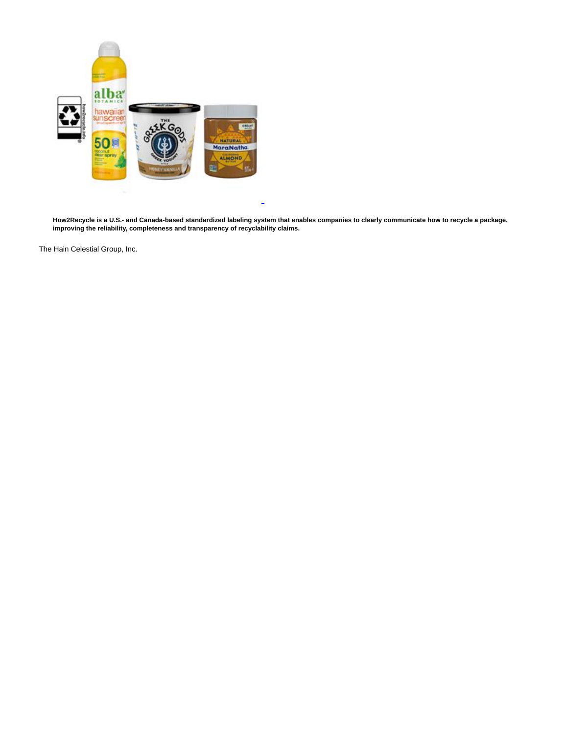**How2Recycle is a U.S.- and Canada-based standardized labeling system that enables companies to clearly communicate how to recycle a package, improving the reliability, completeness and transparency of recyclability claims.**

The Hain Celestial Group, Inc.